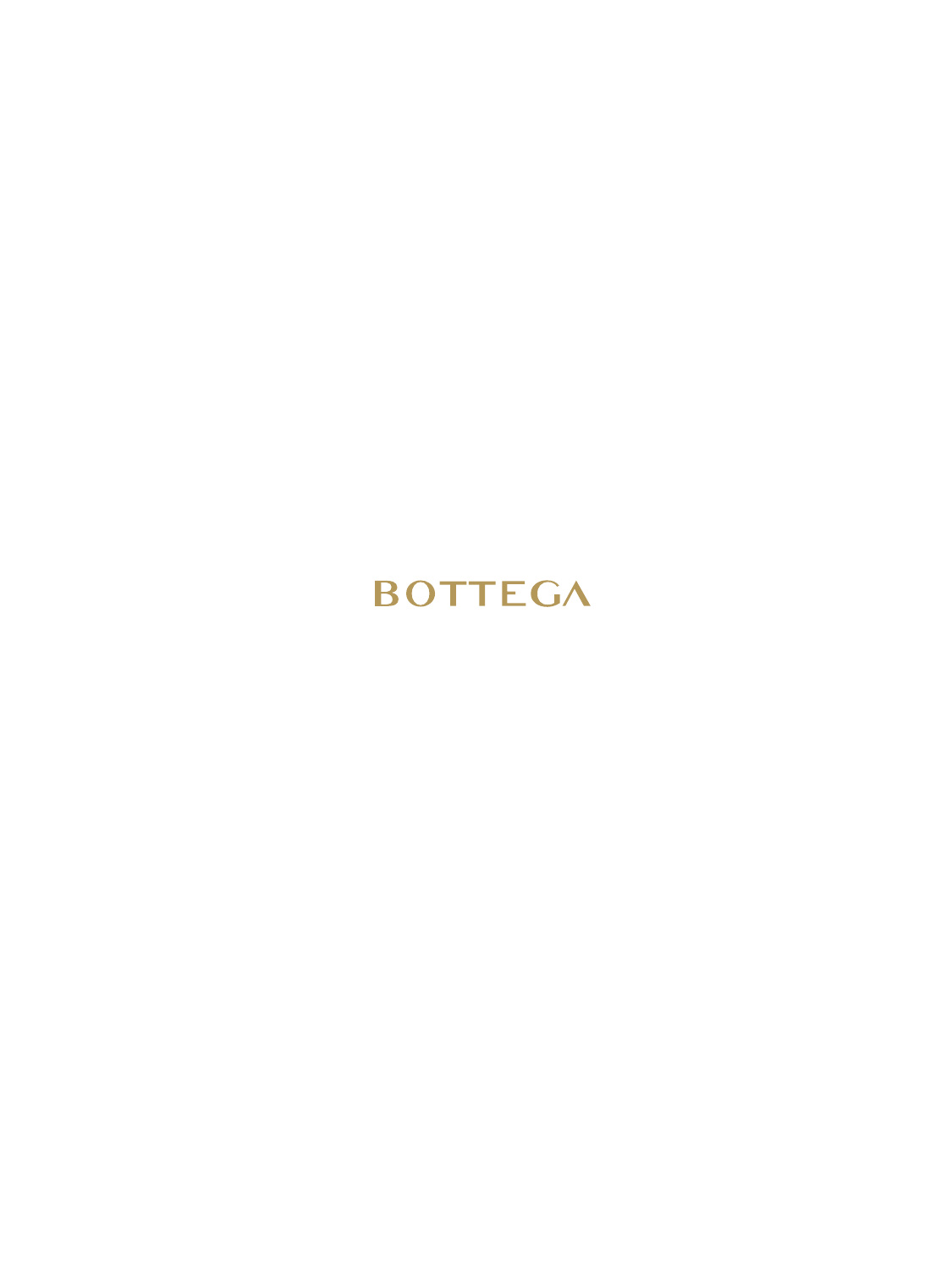BOTTEGA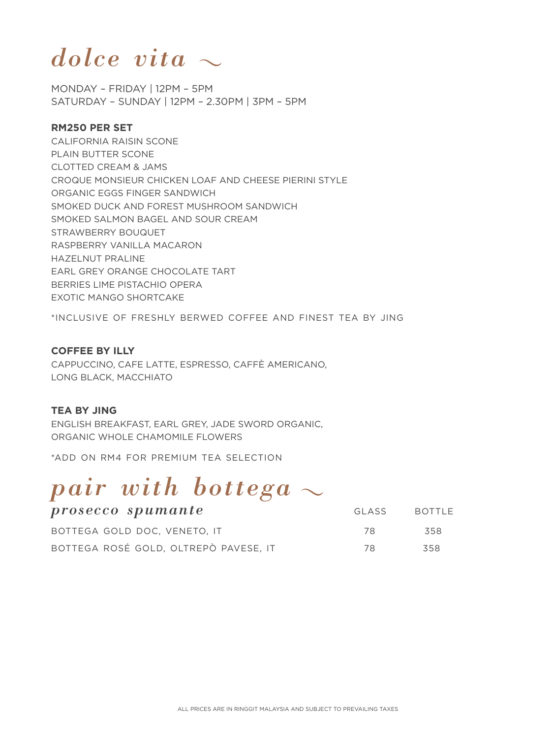# *dolce vita* ~

MONDAY – FRIDAY | 12PM – 5PM
SATURDAY – SUNDAY | 12PM – 2.30PM | 3PM – 5PM

**RM250 PER SET**

CALIFORNIA RAISIN SCONE
PLAIN BUTTER SCONE
CLOTTED CREAM & JAMS
CROQUE MONSIEUR CHICKEN LOAF AND CHEESE PIERINI STYLE
ORGANIC EGGS FINGER SANDWICH
SMOKED DUCK AND FOREST MUSHROOM SANDWICH
SMOKED SALMON BAGEL AND SOUR CREAM
STRAWBERRY BOUQUET
RASPBERRY VANILLA MACARON
HAZELNUT PRALINE
EARL GREY ORANGE CHOCOLATE TART
BERRIES LIME PISTACHIO OPERA
EXOTIC MANGO SHORTCAKE

*INCLUSIVE OF FRESHLY BERWED COFFEE AND FINEST TEA BY JING

**COFFEE BY ILLY**

CAPPUCCINO, CAFE LATTE, ESPRESSO, CAFFÈ AMERICANO,
LONG BLACK, MACCHIATO

**TEA BY JING**

ENGLISH BREAKFAST, EARL GREY, JADE SWORD ORGANIC,
ORGANIC WHOLE CHAMOMILE FLOWERS

*ADD ON RM4 FOR PREMIUM TEA SELECTION

# *pair with bottega* ~

| *prosecco spumante* | GLASS | BOTTLE |
|---|---|---|
| BOTTEGA GOLD DOC, VENETO, IT | 78 | 358 |
| BOTTEGA ROSÉ GOLD, OLTREPÒ PAVESE, IT | 78 | 358 |

ALL PRICES ARE IN RINGGIT MALAYSIA AND SUBJECT TO PREVAILING TAXES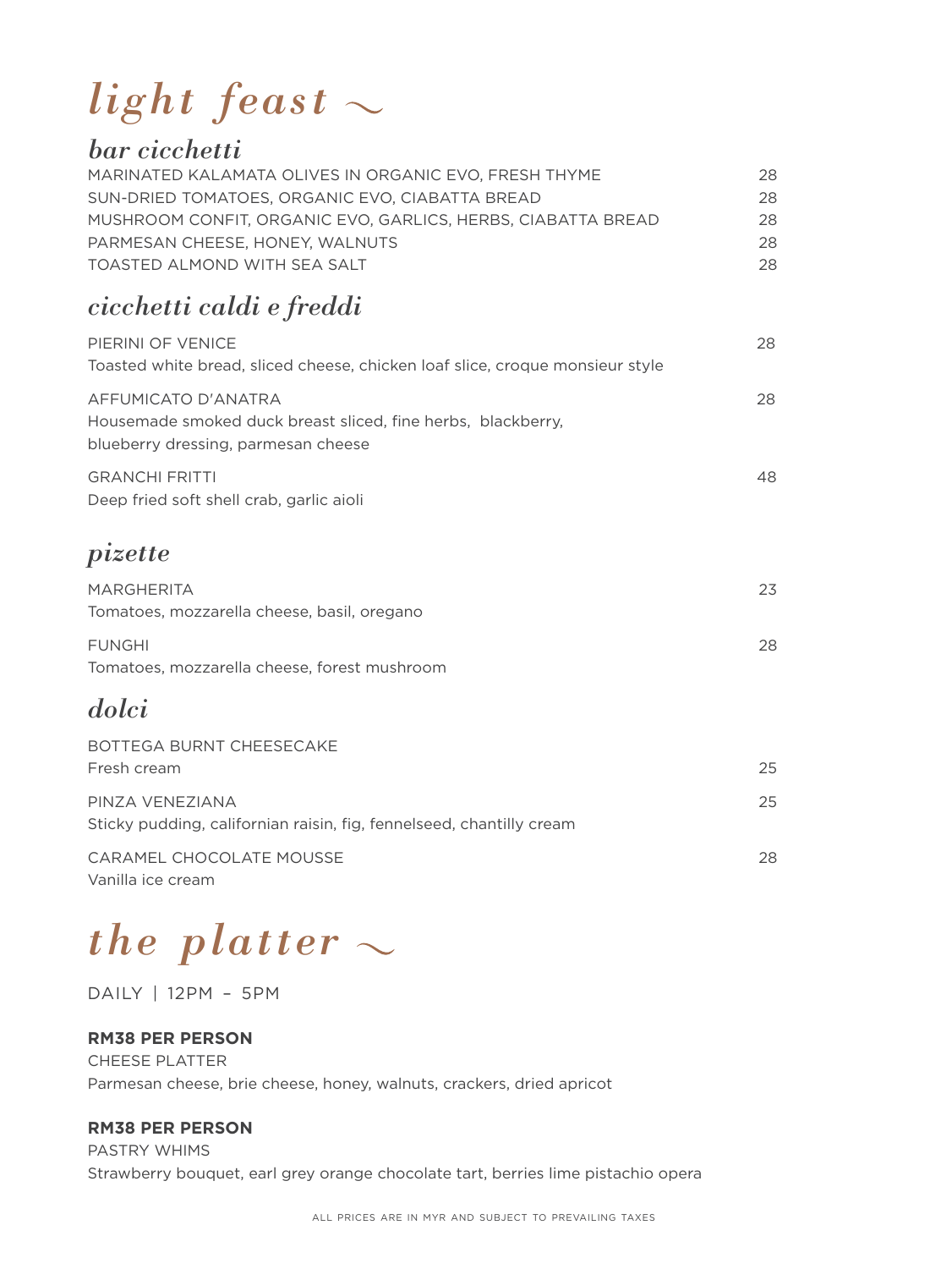# *light feast ~*

## *bar cicchetti*

| | |
|---|---|
| MARINATED KALAMATA OLIVES IN ORGANIC EVO, FRESH THYME | 28 |
| SUN-DRIED TOMATOES, ORGANIC EVO, CIABATTA BREAD | 28 |
| MUSHROOM CONFIT, ORGANIC EVO, GARLICS, HERBS, CIABATTA BREAD | 28 |
| PARMESAN CHEESE, HONEY, WALNUTS | 28 |
| TOASTED ALMOND WITH SEA SALT | 28 |

## *cicchetti caldi e freddi*

PIERINI OF VENICE — 28
Toasted white bread, sliced cheese, chicken loaf slice, croque monsieur style

AFFUMICATO D'ANATRA — 28
Housemade smoked duck breast sliced, fine herbs, blackberry, blueberry dressing, parmesan cheese

GRANCHI FRITTI — 48
Deep fried soft shell crab, garlic aioli

## *pizette*

MARGHERITA — 23
Tomatoes, mozzarella cheese, basil, oregano

FUNGHI — 28
Tomatoes, mozzarella cheese, forest mushroom

## *dolci*

BOTTEGA BURNT CHEESECAKE — 25
Fresh cream

PINZA VENEZIANA — 25
Sticky pudding, californian raisin, fig, fennelseed, chantilly cream

CARAMEL CHOCOLATE MOUSSE — 28
Vanilla ice cream

# *the platter ~*

DAILY | 12PM – 5PM

**RM38 PER PERSON**
CHEESE PLATTER
Parmesan cheese, brie cheese, honey, walnuts, crackers, dried apricot

**RM38 PER PERSON**
PASTRY WHIMS
Strawberry bouquet, earl grey orange chocolate tart, berries lime pistachio opera

ALL PRICES ARE IN MYR AND SUBJECT TO PREVAILING TAXES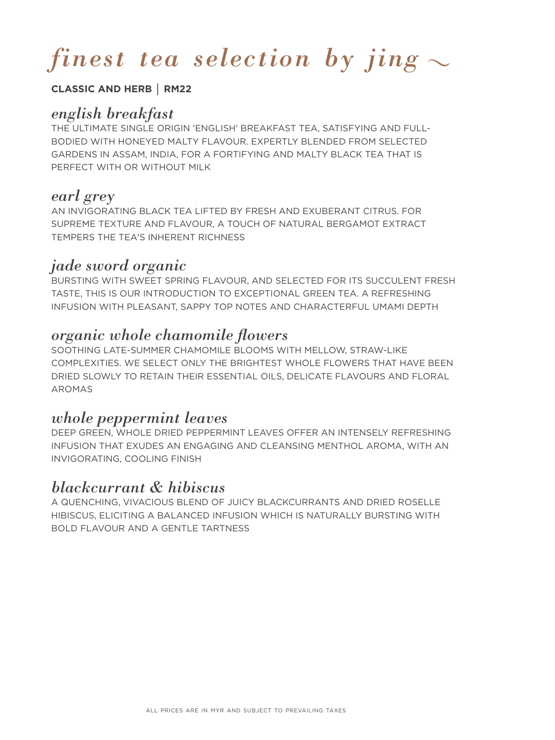# *finest tea selection by jing ~*

**CLASSIC AND HERB | RM22**

## *english breakfast*

THE ULTIMATE SINGLE ORIGIN 'ENGLISH' BREAKFAST TEA, SATISFYING AND FULL-BODIED WITH HONEYED MALTY FLAVOUR. EXPERTLY BLENDED FROM SELECTED GARDENS IN ASSAM, INDIA, FOR A FORTIFYING AND MALTY BLACK TEA THAT IS PERFECT WITH OR WITHOUT MILK

## *earl grey*

AN INVIGORATING BLACK TEA LIFTED BY FRESH AND EXUBERANT CITRUS. FOR SUPREME TEXTURE AND FLAVOUR, A TOUCH OF NATURAL BERGAMOT EXTRACT TEMPERS THE TEA'S INHERENT RICHNESS

## *jade sword organic*

BURSTING WITH SWEET SPRING FLAVOUR, AND SELECTED FOR ITS SUCCULENT FRESH TASTE, THIS IS OUR INTRODUCTION TO EXCEPTIONAL GREEN TEA. A REFRESHING INFUSION WITH PLEASANT, SAPPY TOP NOTES AND CHARACTERFUL UMAMI DEPTH

## *organic whole chamomile flowers*

SOOTHING LATE-SUMMER CHAMOMILE BLOOMS WITH MELLOW, STRAW-LIKE COMPLEXITIES. WE SELECT ONLY THE BRIGHTEST WHOLE FLOWERS THAT HAVE BEEN DRIED SLOWLY TO RETAIN THEIR ESSENTIAL OILS, DELICATE FLAVOURS AND FLORAL AROMAS

## *whole peppermint leaves*

DEEP GREEN, WHOLE DRIED PEPPERMINT LEAVES OFFER AN INTENSELY REFRESHING INFUSION THAT EXUDES AN ENGAGING AND CLEANSING MENTHOL AROMA, WITH AN INVIGORATING, COOLING FINISH

## *blackcurrant & hibiscus*

A QUENCHING, VIVACIOUS BLEND OF JUICY BLACKCURRANTS AND DRIED ROSELLE HIBISCUS, ELICITING A BALANCED INFUSION WHICH IS NATURALLY BURSTING WITH BOLD FLAVOUR AND A GENTLE TARTNESS

ALL PRICES ARE IN MYR AND SUBJECT TO PREVAILING TAXES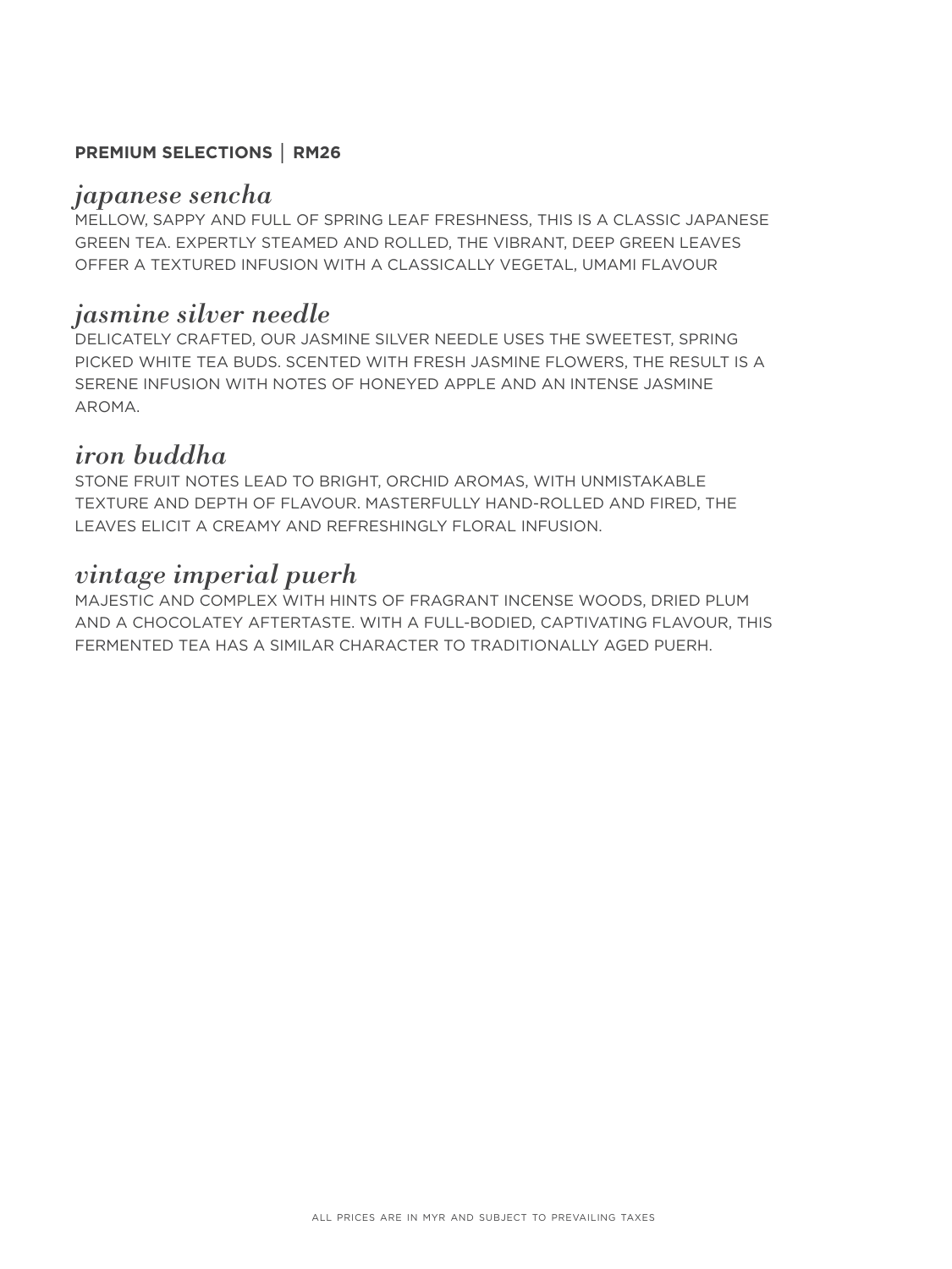**PREMIUM SELECTIONS | RM26**

## *japanese sencha*

MELLOW, SAPPY AND FULL OF SPRING LEAF FRESHNESS, THIS IS A CLASSIC JAPANESE GREEN TEA. EXPERTLY STEAMED AND ROLLED, THE VIBRANT, DEEP GREEN LEAVES OFFER A TEXTURED INFUSION WITH A CLASSICALLY VEGETAL, UMAMI FLAVOUR

## *jasmine silver needle*

DELICATELY CRAFTED, OUR JASMINE SILVER NEEDLE USES THE SWEETEST, SPRING PICKED WHITE TEA BUDS. SCENTED WITH FRESH JASMINE FLOWERS, THE RESULT IS A SERENE INFUSION WITH NOTES OF HONEYED APPLE AND AN INTENSE JASMINE AROMA.

## *iron buddha*

STONE FRUIT NOTES LEAD TO BRIGHT, ORCHID AROMAS, WITH UNMISTAKABLE TEXTURE AND DEPTH OF FLAVOUR. MASTERFULLY HAND-ROLLED AND FIRED, THE LEAVES ELICIT A CREAMY AND REFRESHINGLY FLORAL INFUSION.

## *vintage imperial puerh*

MAJESTIC AND COMPLEX WITH HINTS OF FRAGRANT INCENSE WOODS, DRIED PLUM AND A CHOCOLATEY AFTERTASTE. WITH A FULL-BODIED, CAPTIVATING FLAVOUR, THIS FERMENTED TEA HAS A SIMILAR CHARACTER TO TRADITIONALLY AGED PUERH.

ALL PRICES ARE IN MYR AND SUBJECT TO PREVAILING TAXES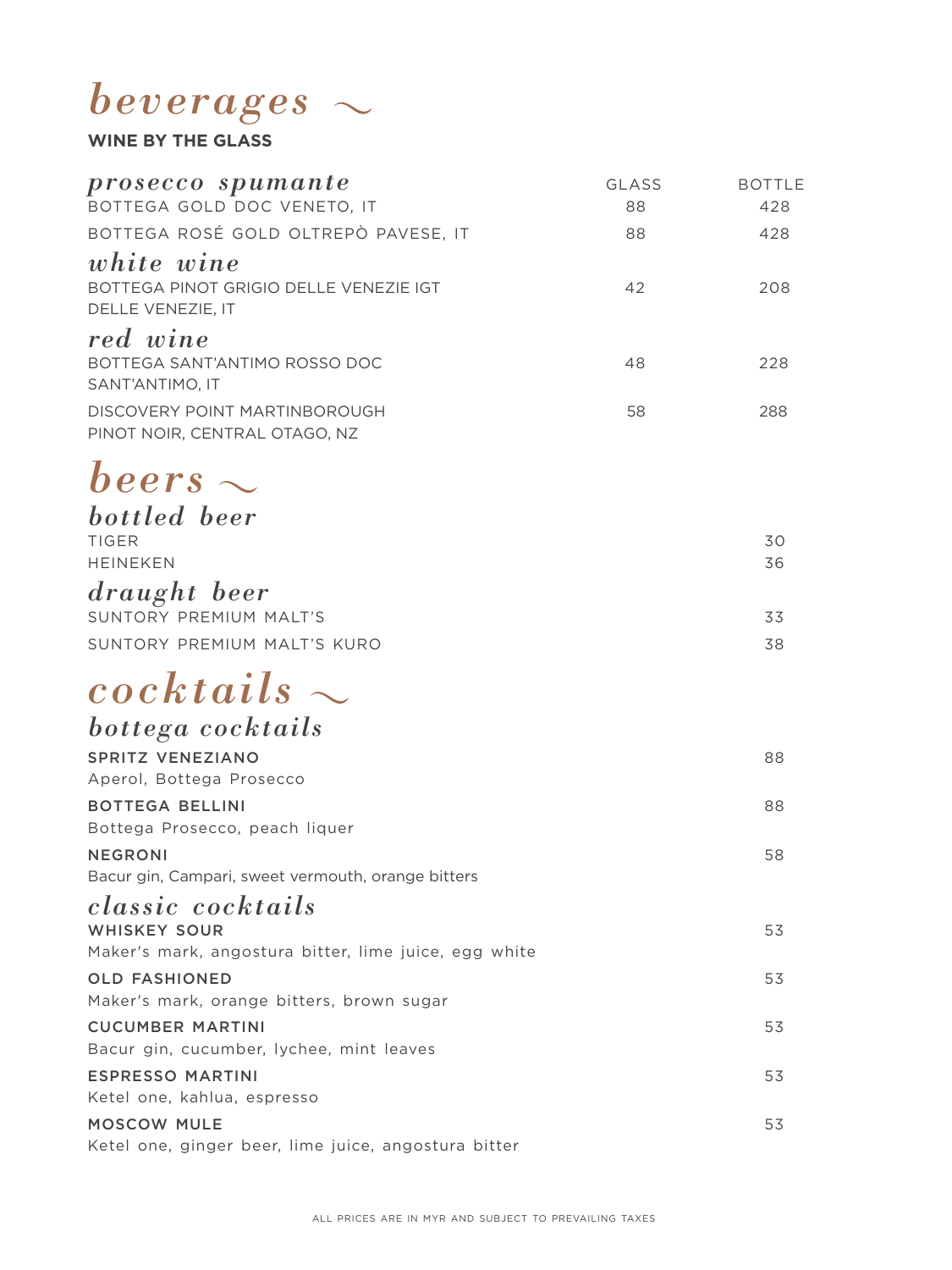# *beverages ~*

**WINE BY THE GLASS**

| *prosecco spumante* | GLASS | BOTTLE |
|---|---|---|
| BOTTEGA GOLD DOC VENETO, IT | 88 | 428 |
| BOTTEGA ROSÉ GOLD OLTREPÒ PAVESE, IT | 88 | 428 |
| ***white wine*** | | |
| BOTTEGA PINOT GRIGIO DELLE VENEZIE IGT DELLE VENEZIE, IT | 42 | 208 |
| ***red wine*** | | |
| BOTTEGA SANT'ANTIMO ROSSO DOC SANT'ANTIMO, IT | 48 | 228 |
| DISCOVERY POINT MARTINBOROUGH PINOT NOIR, CENTRAL OTAGO, NZ | 58 | 288 |

# *beers ~*

## *bottled beer*

| | |
|---|---|
| TIGER | 30 |
| HEINEKEN | 36 |

## *draught beer*

| | |
|---|---|
| SUNTORY PREMIUM MALT'S | 33 |
| SUNTORY PREMIUM MALT'S KURO | 38 |

# *cocktails ~*

## *bottega cocktails*

**SPRITZ VENEZIANO** — 88
Aperol, Bottega Prosecco

**BOTTEGA BELLINI** — 88
Bottega Prosecco, peach liquer

**NEGRONI** — 58
Bacur gin, Campari, sweet vermouth, orange bitters

## *classic cocktails*

**WHISKEY SOUR** — 53
Maker's mark, angostura bitter, lime juice, egg white

**OLD FASHIONED** — 53
Maker's mark, orange bitters, brown sugar

**CUCUMBER MARTINI** — 53
Bacur gin, cucumber, lychee, mint leaves

**ESPRESSO MARTINI** — 53
Ketel one, kahlua, espresso

**MOSCOW MULE** — 53
Ketel one, ginger beer, lime juice, angostura bitter

ALL PRICES ARE IN MYR AND SUBJECT TO PREVAILING TAXES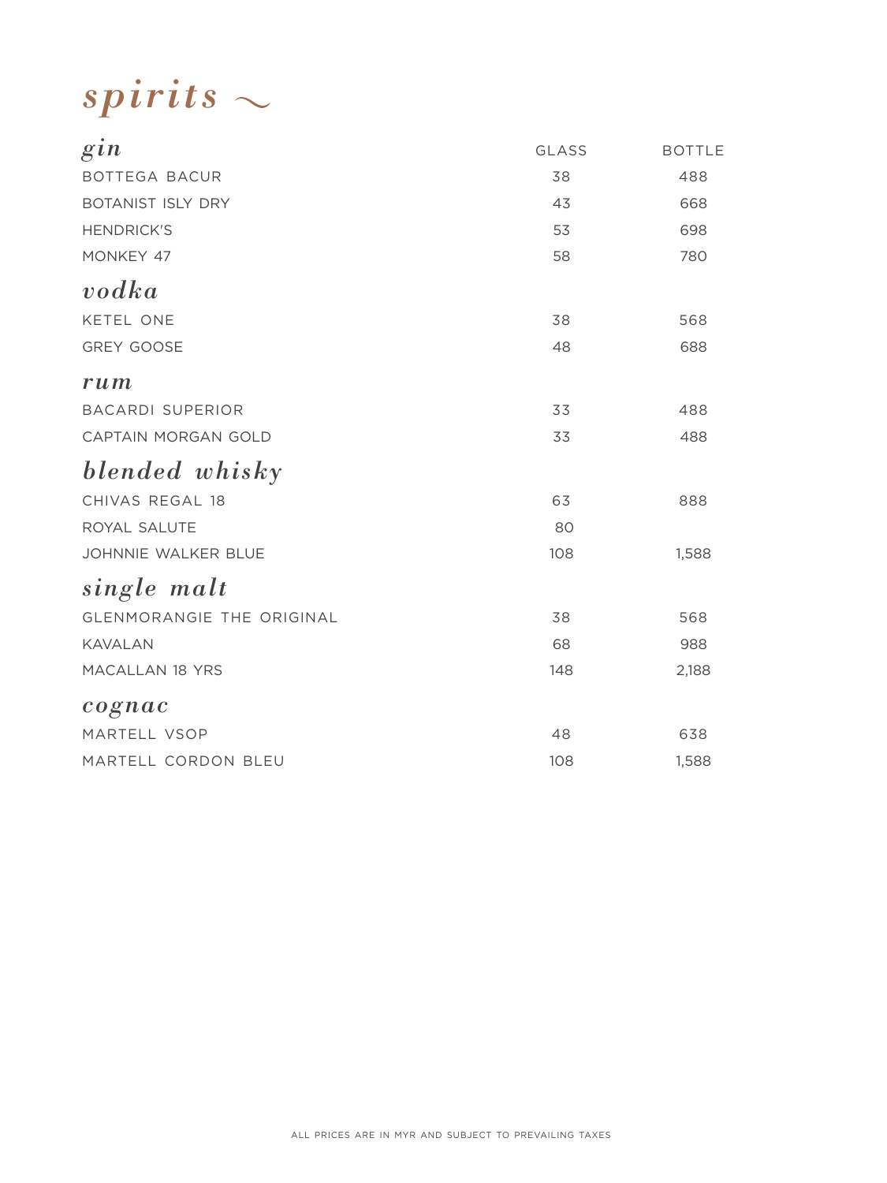# *spirits ~*

| *gin* | GLASS | BOTTLE |
|---|---|---|
| BOTTEGA BACUR | 38 | 488 |
| BOTANIST ISLY DRY | 43 | 668 |
| HENDRICK'S | 53 | 698 |
| MONKEY 47 | 58 | 780 |
| ***vodka*** | | |
| KETEL ONE | 38 | 568 |
| GREY GOOSE | 48 | 688 |
| ***rum*** | | |
| BACARDI SUPERIOR | 33 | 488 |
| CAPTAIN MORGAN GOLD | 33 | 488 |
| ***blended whisky*** | | |
| CHIVAS REGAL 18 | 63 | 888 |
| ROYAL SALUTE | 80 | |
| JOHNNIE WALKER BLUE | 108 | 1,588 |
| ***single malt*** | | |
| GLENMORANGIE THE ORIGINAL | 38 | 568 |
| KAVALAN | 68 | 988 |
| MACALLAN 18 YRS | 148 | 2,188 |
| ***cognac*** | | |
| MARTELL VSOP | 48 | 638 |
| MARTELL CORDON BLEU | 108 | 1,588 |

ALL PRICES ARE IN MYR AND SUBJECT TO PREVAILING TAXES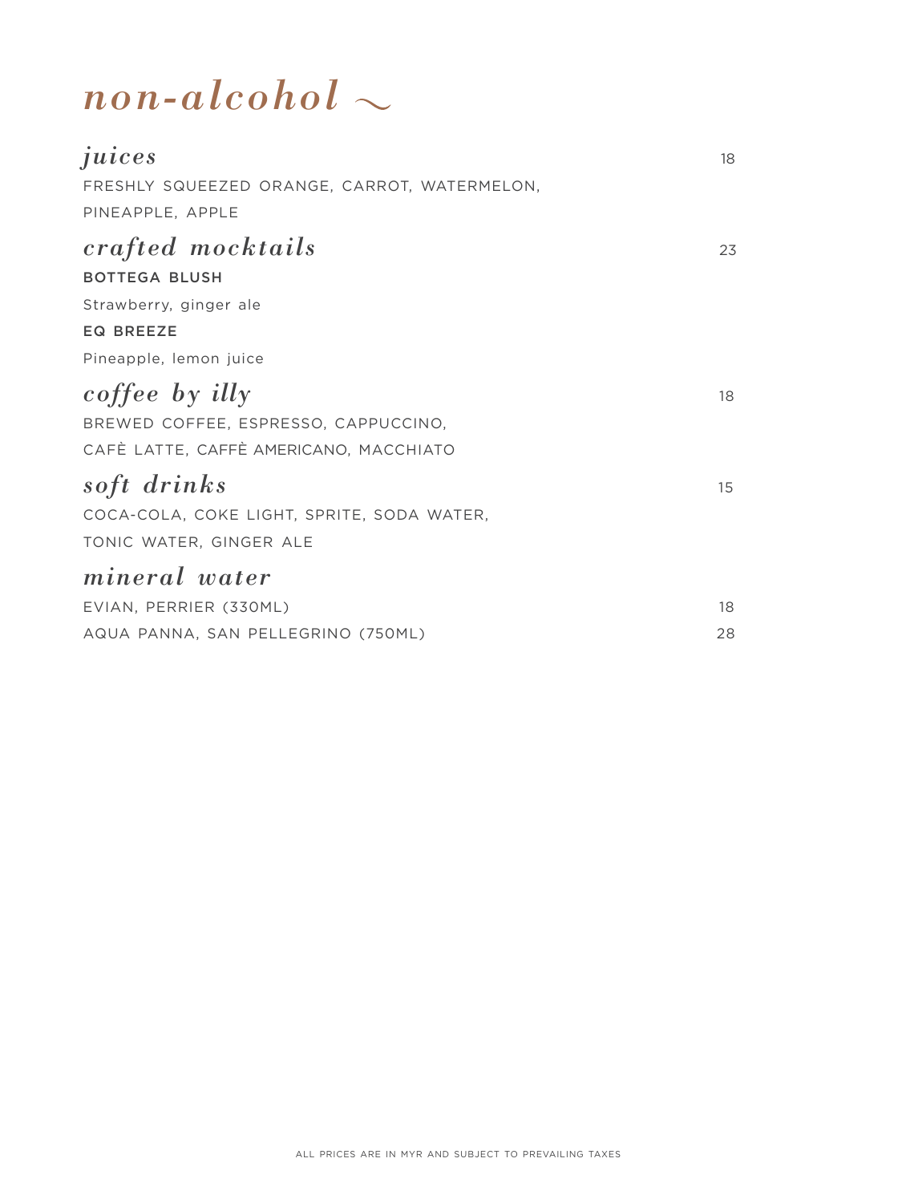# *non-alcohol ~*

## *juices* 18

FRESHLY SQUEEZED ORANGE, CARROT, WATERMELON, PINEAPPLE, APPLE

## *crafted mocktails* 23

**BOTTEGA BLUSH**

Strawberry, ginger ale

**EQ BREEZE**

Pineapple, lemon juice

## *coffee by illy* 18

BREWED COFFEE, ESPRESSO, CAPPUCCINO, CAFÈ LATTE, CAFFÈ AMERICANO, MACCHIATO

## *soft drinks* 15

COCA-COLA, COKE LIGHT, SPRITE, SODA WATER, TONIC WATER, GINGER ALE

## *mineral water*

EVIAN, PERRIER (330ML) 18

AQUA PANNA, SAN PELLEGRINO (750ML) 28

ALL PRICES ARE IN MYR AND SUBJECT TO PREVAILING TAXES